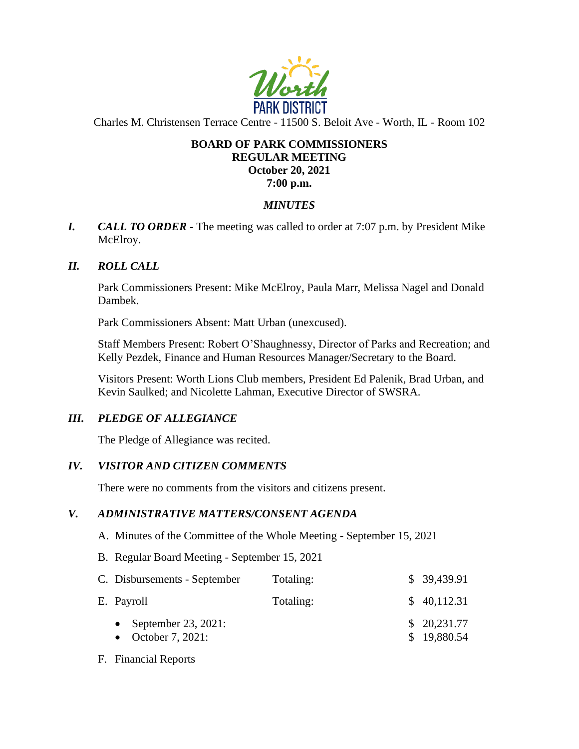Worth PARK DISTRICT

Charles M. Christensen Terrace Centre - 11500 S. Beloit Ave - Worth, IL - Room 102

**BOARD OF PARK COMMISSIONERS**
**REGULAR MEETING**
**October 20, 2021**
**7:00 p.m.**

***MINUTES***

***I. CALL TO ORDER*** - The meeting was called to order at 7:07 p.m. by President Mike McElroy.

***II. ROLL CALL***

Park Commissioners Present: Mike McElroy, Paula Marr, Melissa Nagel and Donald Dambek.

Park Commissioners Absent: Matt Urban (unexcused).

Staff Members Present: Robert O'Shaughnessy, Director of Parks and Recreation; and Kelly Pezdek, Finance and Human Resources Manager/Secretary to the Board.

Visitors Present: Worth Lions Club members, President Ed Palenik, Brad Urban, and Kevin Saulked; and Nicolette Lahman, Executive Director of SWSRA.

***III. PLEDGE OF ALLEGIANCE***

The Pledge of Allegiance was recited.

***IV. VISITOR AND CITIZEN COMMENTS***

There were no comments from the visitors and citizens present.

***V. ADMINISTRATIVE MATTERS/CONSENT AGENDA***

A. Minutes of the Committee of the Whole Meeting - September 15, 2021

B. Regular Board Meeting - September 15, 2021

| | | |
|---|---|---|
| C. Disbursements - September | Totaling: | $ 39,439.91 |
| E. Payroll | Totaling: | $ 40,112.31 |
| • September 23, 2021: | | $ 20,231.77 |
| • October 7, 2021: | | $ 19,880.54 |

F. Financial Reports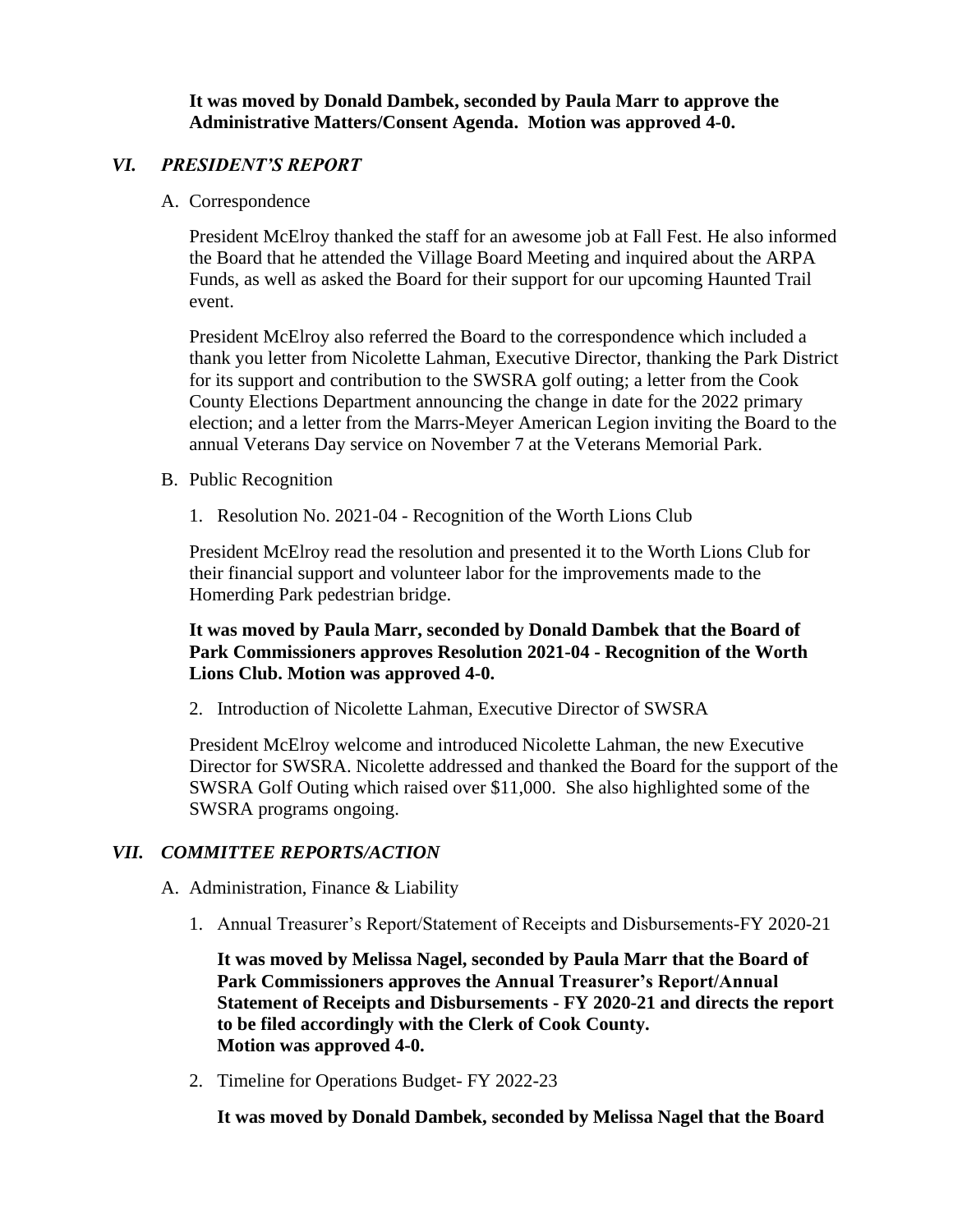**It was moved by Donald Dambek, seconded by Paula Marr to approve the Administrative Matters/Consent Agenda. Motion was approved 4-0.**

## *VI. PRESIDENT'S REPORT*

A. Correspondence

President McElroy thanked the staff for an awesome job at Fall Fest. He also informed the Board that he attended the Village Board Meeting and inquired about the ARPA Funds, as well as asked the Board for their support for our upcoming Haunted Trail event.

President McElroy also referred the Board to the correspondence which included a thank you letter from Nicolette Lahman, Executive Director, thanking the Park District for its support and contribution to the SWSRA golf outing; a letter from the Cook County Elections Department announcing the change in date for the 2022 primary election; and a letter from the Marrs-Meyer American Legion inviting the Board to the annual Veterans Day service on November 7 at the Veterans Memorial Park.

B. Public Recognition

1. Resolution No. 2021-04 - Recognition of the Worth Lions Club

President McElroy read the resolution and presented it to the Worth Lions Club for their financial support and volunteer labor for the improvements made to the Homerding Park pedestrian bridge.

**It was moved by Paula Marr, seconded by Donald Dambek that the Board of Park Commissioners approves Resolution 2021-04 - Recognition of the Worth Lions Club. Motion was approved 4-0.**

2. Introduction of Nicolette Lahman, Executive Director of SWSRA

President McElroy welcome and introduced Nicolette Lahman, the new Executive Director for SWSRA. Nicolette addressed and thanked the Board for the support of the SWSRA Golf Outing which raised over $11,000. She also highlighted some of the SWSRA programs ongoing.

## *VII. COMMITTEE REPORTS/ACTION*

A. Administration, Finance & Liability

1. Annual Treasurer's Report/Statement of Receipts and Disbursements-FY 2020-21

**It was moved by Melissa Nagel, seconded by Paula Marr that the Board of Park Commissioners approves the Annual Treasurer's Report/Annual Statement of Receipts and Disbursements - FY 2020-21 and directs the report to be filed accordingly with the Clerk of Cook County. Motion was approved 4-0.**

2. Timeline for Operations Budget- FY 2022-23

**It was moved by Donald Dambek, seconded by Melissa Nagel that the Board**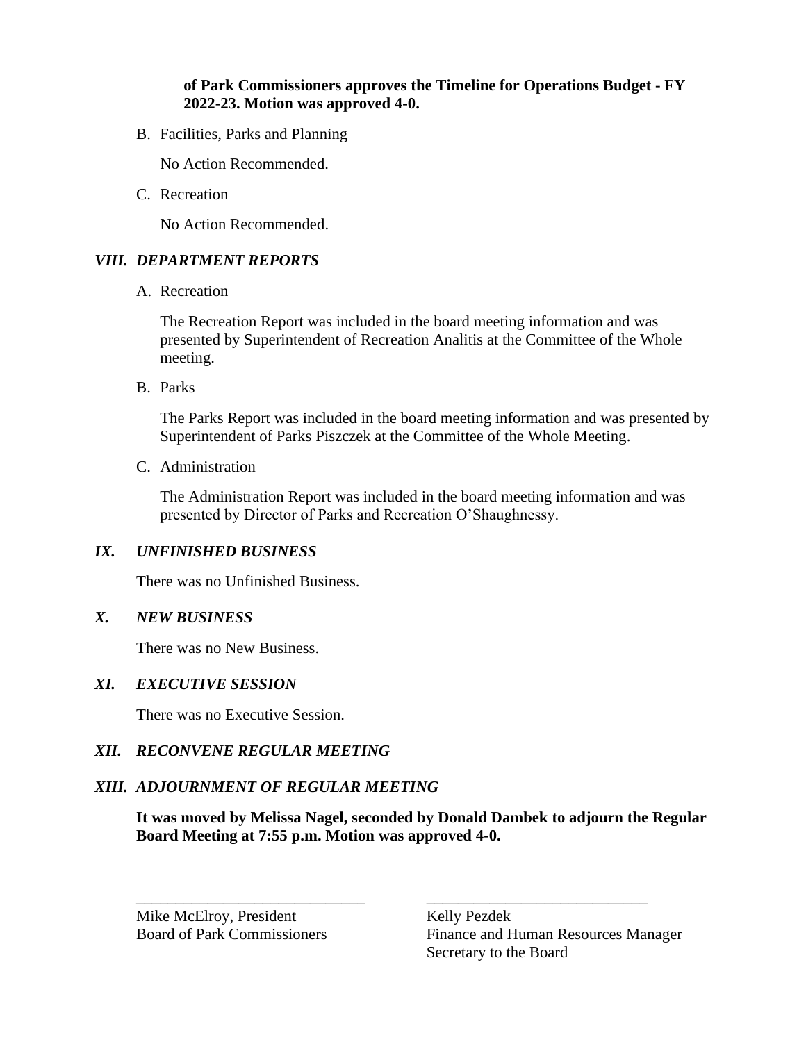**of Park Commissioners approves the Timeline for Operations Budget - FY 2022-23. Motion was approved 4-0.**

B. Facilities, Parks and Planning

No Action Recommended.

C. Recreation

No Action Recommended.

## *VIII. DEPARTMENT REPORTS*

A. Recreation

The Recreation Report was included in the board meeting information and was presented by Superintendent of Recreation Analitis at the Committee of the Whole meeting.

B. Parks

The Parks Report was included in the board meeting information and was presented by Superintendent of Parks Piszczek at the Committee of the Whole Meeting.

C. Administration

The Administration Report was included in the board meeting information and was presented by Director of Parks and Recreation O'Shaughnessy.

## *IX. UNFINISHED BUSINESS*

There was no Unfinished Business.

## *X. NEW BUSINESS*

There was no New Business.

## *XI. EXECUTIVE SESSION*

There was no Executive Session.

## *XII. RECONVENE REGULAR MEETING*

## *XIII. ADJOURNMENT OF REGULAR MEETING*

**It was moved by Melissa Nagel, seconded by Donald Dambek to adjourn the Regular Board Meeting at 7:55 p.m. Motion was approved 4-0.**

\_\_\_\_\_\_\_\_\_\_\_\_\_\_\_\_\_\_\_\_\_\_\_\_\_\_\_\_\_\_
Mike McElroy, President
Board of Park Commissioners

\_\_\_\_\_\_\_\_\_\_\_\_\_\_\_\_\_\_\_\_\_\_\_\_\_\_\_\_\_\_
Kelly Pezdek
Finance and Human Resources Manager
Secretary to the Board